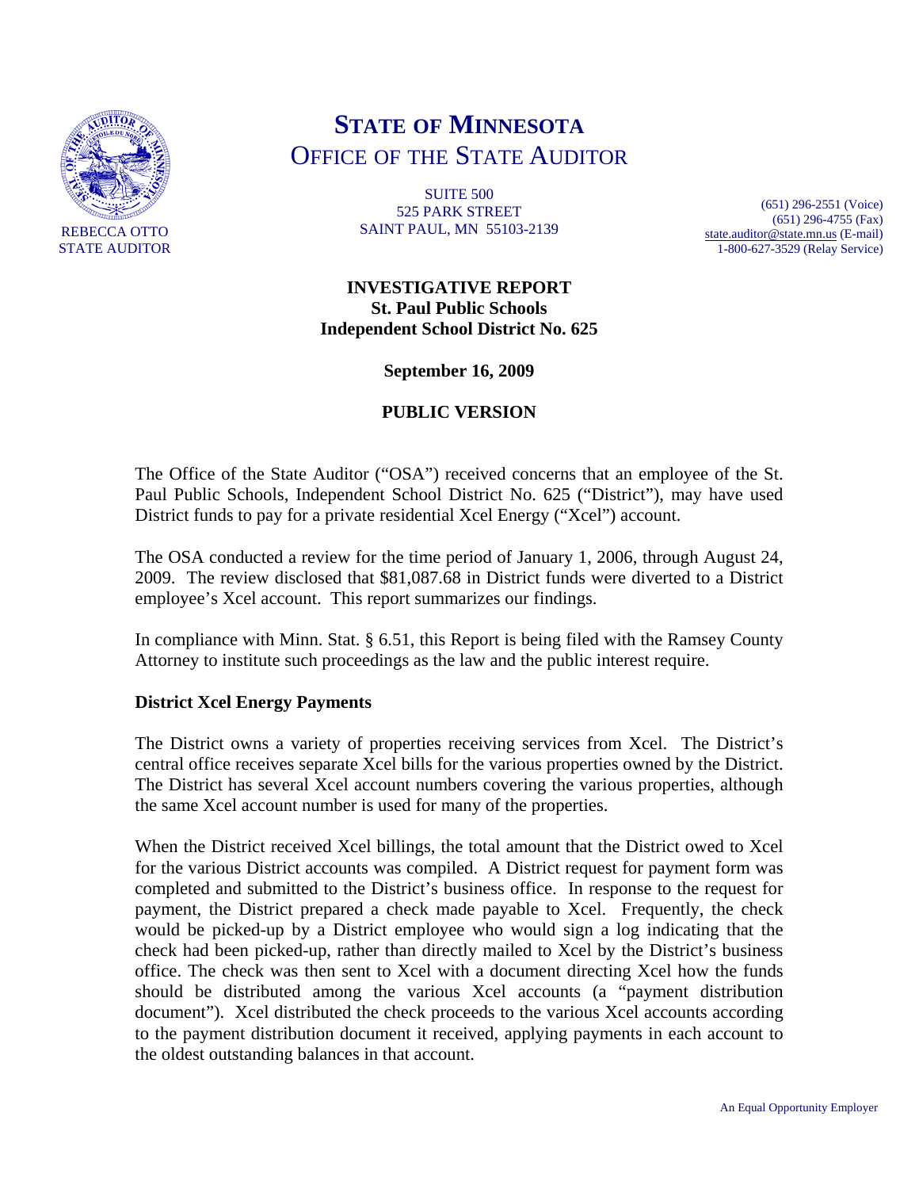# STATE OF MINNESOTA
## OFFICE OF THE STATE AUDITOR

REBECCA OTTO
STATE AUDITOR

SUITE 500
525 PARK STREET
SAINT PAUL, MN 55103-2139

(651) 296-2551 (Voice)
(651) 296-4755 (Fax)
state.auditor@state.mn.us (E-mail)
1-800-627-3529 (Relay Service)

**INVESTIGATIVE REPORT**
**St. Paul Public Schools**
**Independent School District No. 625**

**September 16, 2009**

**PUBLIC VERSION**

The Office of the State Auditor ("OSA") received concerns that an employee of the St. Paul Public Schools, Independent School District No. 625 ("District"), may have used District funds to pay for a private residential Xcel Energy ("Xcel") account.

The OSA conducted a review for the time period of January 1, 2006, through August 24, 2009. The review disclosed that $81,087.68 in District funds were diverted to a District employee's Xcel account. This report summarizes our findings.

In compliance with Minn. Stat. § 6.51, this Report is being filed with the Ramsey County Attorney to institute such proceedings as the law and the public interest require.

### District Xcel Energy Payments

The District owns a variety of properties receiving services from Xcel. The District's central office receives separate Xcel bills for the various properties owned by the District. The District has several Xcel account numbers covering the various properties, although the same Xcel account number is used for many of the properties.

When the District received Xcel billings, the total amount that the District owed to Xcel for the various District accounts was compiled. A District request for payment form was completed and submitted to the District's business office. In response to the request for payment, the District prepared a check made payable to Xcel. Frequently, the check would be picked-up by a District employee who would sign a log indicating that the check had been picked-up, rather than directly mailed to Xcel by the District's business office. The check was then sent to Xcel with a document directing Xcel how the funds should be distributed among the various Xcel accounts (a "payment distribution document"). Xcel distributed the check proceeds to the various Xcel accounts according to the payment distribution document it received, applying payments in each account to the oldest outstanding balances in that account.

An Equal Opportunity Employer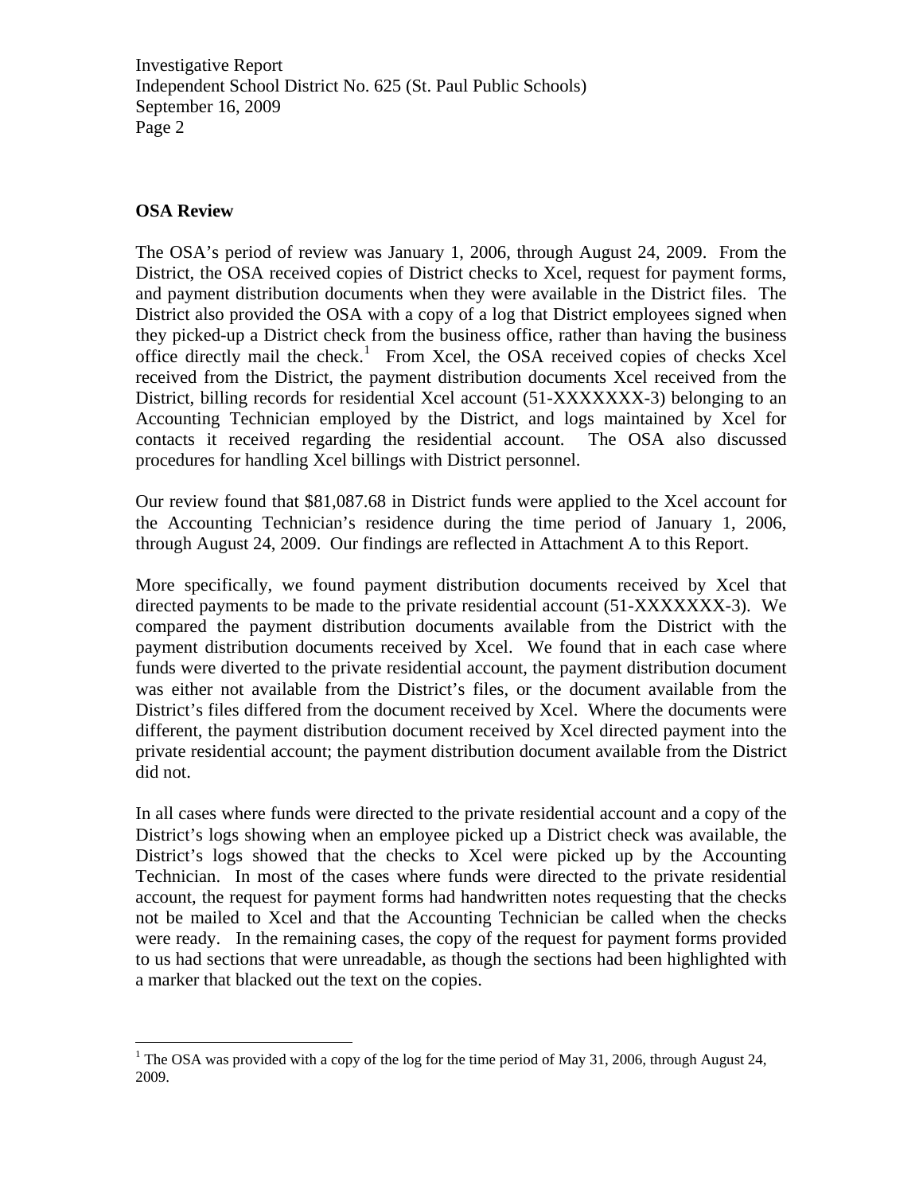## OSA Review

The OSA's period of review was January 1, 2006, through August 24, 2009. From the District, the OSA received copies of District checks to Xcel, request for payment forms, and payment distribution documents when they were available in the District files. The District also provided the OSA with a copy of a log that District employees signed when they picked-up a District check from the business office, rather than having the business office directly mail the check.[1] From Xcel, the OSA received copies of checks Xcel received from the District, the payment distribution documents Xcel received from the District, billing records for residential Xcel account (51-XXXXXXX-3) belonging to an Accounting Technician employed by the District, and logs maintained by Xcel for contacts it received regarding the residential account. The OSA also discussed procedures for handling Xcel billings with District personnel.

Our review found that $81,087.68 in District funds were applied to the Xcel account for the Accounting Technician's residence during the time period of January 1, 2006, through August 24, 2009. Our findings are reflected in Attachment A to this Report.

More specifically, we found payment distribution documents received by Xcel that directed payments to be made to the private residential account (51-XXXXXXX-3). We compared the payment distribution documents available from the District with the payment distribution documents received by Xcel. We found that in each case where funds were diverted to the private residential account, the payment distribution document was either not available from the District's files, or the document available from the District's files differed from the document received by Xcel. Where the documents were different, the payment distribution document received by Xcel directed payment into the private residential account; the payment distribution document available from the District did not.

In all cases where funds were directed to the private residential account and a copy of the District's logs showing when an employee picked up a District check was available, the District's logs showed that the checks to Xcel were picked up by the Accounting Technician. In most of the cases where funds were directed to the private residential account, the request for payment forms had handwritten notes requesting that the checks not be mailed to Xcel and that the Accounting Technician be called when the checks were ready. In the remaining cases, the copy of the request for payment forms provided to us had sections that were unreadable, as though the sections had been highlighted with a marker that blacked out the text on the copies.

[1] The OSA was provided with a copy of the log for the time period of May 31, 2006, through August 24, 2009.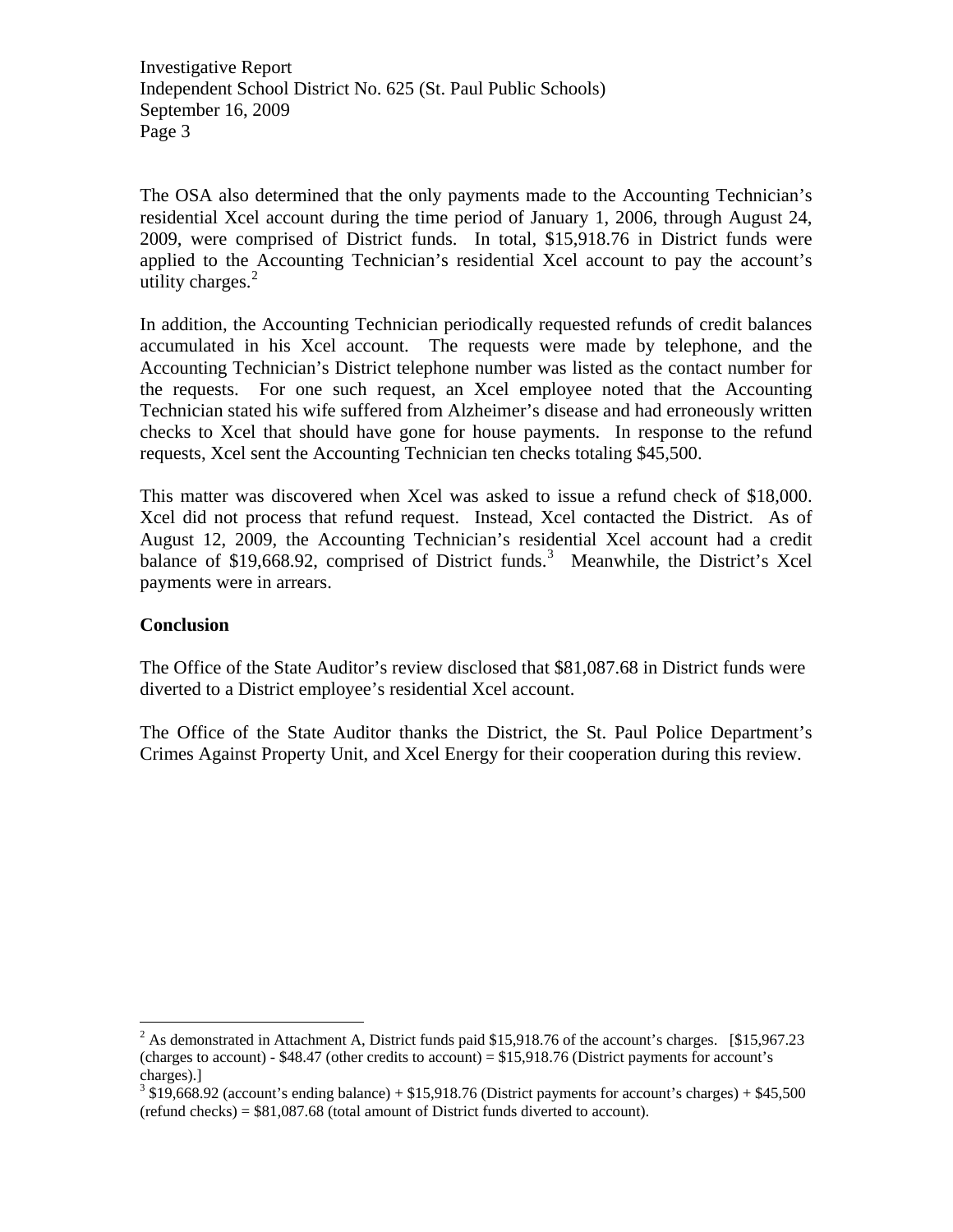The OSA also determined that the only payments made to the Accounting Technician's residential Xcel account during the time period of January 1, 2006, through August 24, 2009, were comprised of District funds. In total, $15,918.76 in District funds were applied to the Accounting Technician's residential Xcel account to pay the account's utility charges.[2]

In addition, the Accounting Technician periodically requested refunds of credit balances accumulated in his Xcel account. The requests were made by telephone, and the Accounting Technician's District telephone number was listed as the contact number for the requests. For one such request, an Xcel employee noted that the Accounting Technician stated his wife suffered from Alzheimer's disease and had erroneously written checks to Xcel that should have gone for house payments. In response to the refund requests, Xcel sent the Accounting Technician ten checks totaling $45,500.

This matter was discovered when Xcel was asked to issue a refund check of $18,000. Xcel did not process that refund request. Instead, Xcel contacted the District. As of August 12, 2009, the Accounting Technician's residential Xcel account had a credit balance of $19,668.92, comprised of District funds.[3] Meanwhile, the District's Xcel payments were in arrears.

**Conclusion**

The Office of the State Auditor's review disclosed that $81,087.68 in District funds were diverted to a District employee's residential Xcel account.

The Office of the State Auditor thanks the District, the St. Paul Police Department's Crimes Against Property Unit, and Xcel Energy for their cooperation during this review.

---

[2] As demonstrated in Attachment A, District funds paid $15,918.76 of the account's charges. [$15,967.23 (charges to account) - $48.47 (other credits to account) = $15,918.76 (District payments for account's charges).]

[3] $19,668.92 (account's ending balance) + $15,918.76 (District payments for account's charges) + $45,500 (refund checks) = $81,087.68 (total amount of District funds diverted to account).